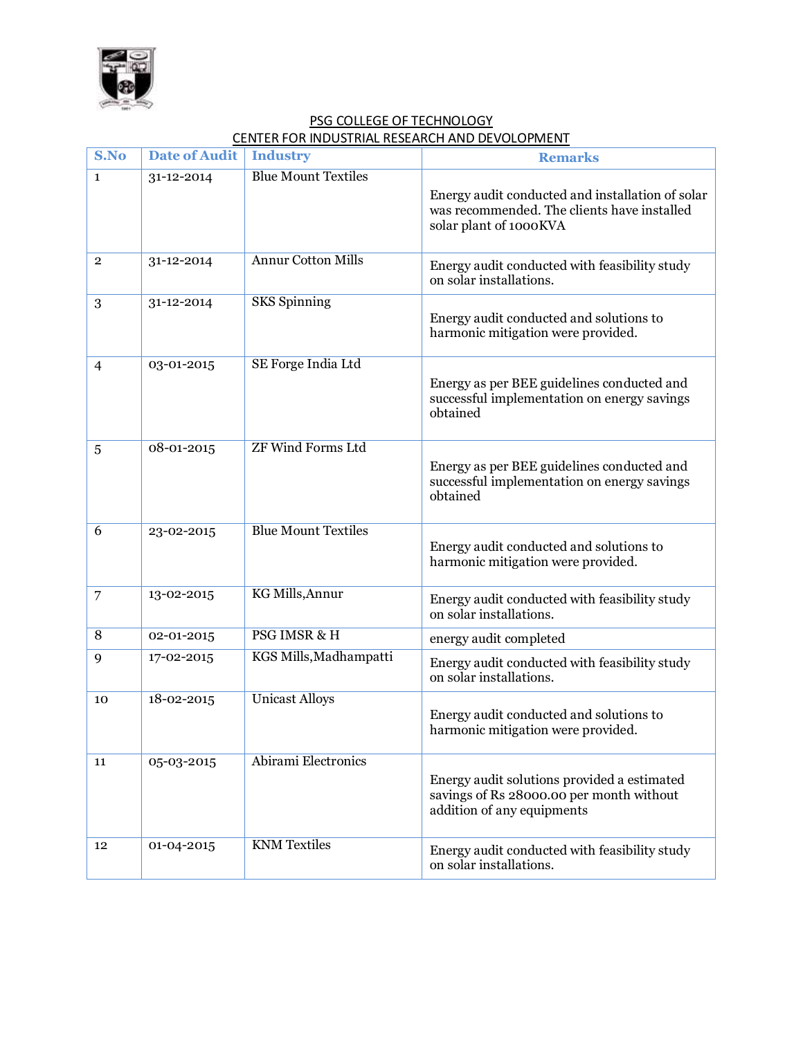PSG COLLEGE OF TECHNOLOGY

CENTER FOR INDUSTRIAL RESEARCH AND DEVOLOPMENT

| S.No | Date of Audit | Industry | Remarks |
|---|---|---|---|
| 1 | 31-12-2014 | Blue Mount Textiles | Energy audit conducted and installation of solar was recommended. The clients have installed solar plant of 1000KVA |
| 2 | 31-12-2014 | Annur Cotton Mills | Energy audit conducted with feasibility study on solar installations. |
| 3 | 31-12-2014 | SKS Spinning | Energy audit conducted and solutions to harmonic mitigation were provided. |
| 4 | 03-01-2015 | SE Forge India Ltd | Energy as per BEE guidelines conducted and successful implementation on energy savings obtained |
| 5 | 08-01-2015 | ZF Wind Forms Ltd | Energy as per BEE guidelines conducted and successful implementation on energy savings obtained |
| 6 | 23-02-2015 | Blue Mount Textiles | Energy audit conducted and solutions to harmonic mitigation were provided. |
| 7 | 13-02-2015 | KG Mills,Annur | Energy audit conducted with feasibility study on solar installations. |
| 8 | 02-01-2015 | PSG IMSR & H | energy audit completed |
| 9 | 17-02-2015 | KGS Mills,Madhampatti | Energy audit conducted with feasibility study on solar installations. |
| 10 | 18-02-2015 | Unicast Alloys | Energy audit conducted and solutions to harmonic mitigation were provided. |
| 11 | 05-03-2015 | Abirami Electronics | Energy audit solutions provided a estimated savings of Rs 28000.00 per month without addition of any equipments |
| 12 | 01-04-2015 | KNM Textiles | Energy audit conducted with feasibility study on solar installations. |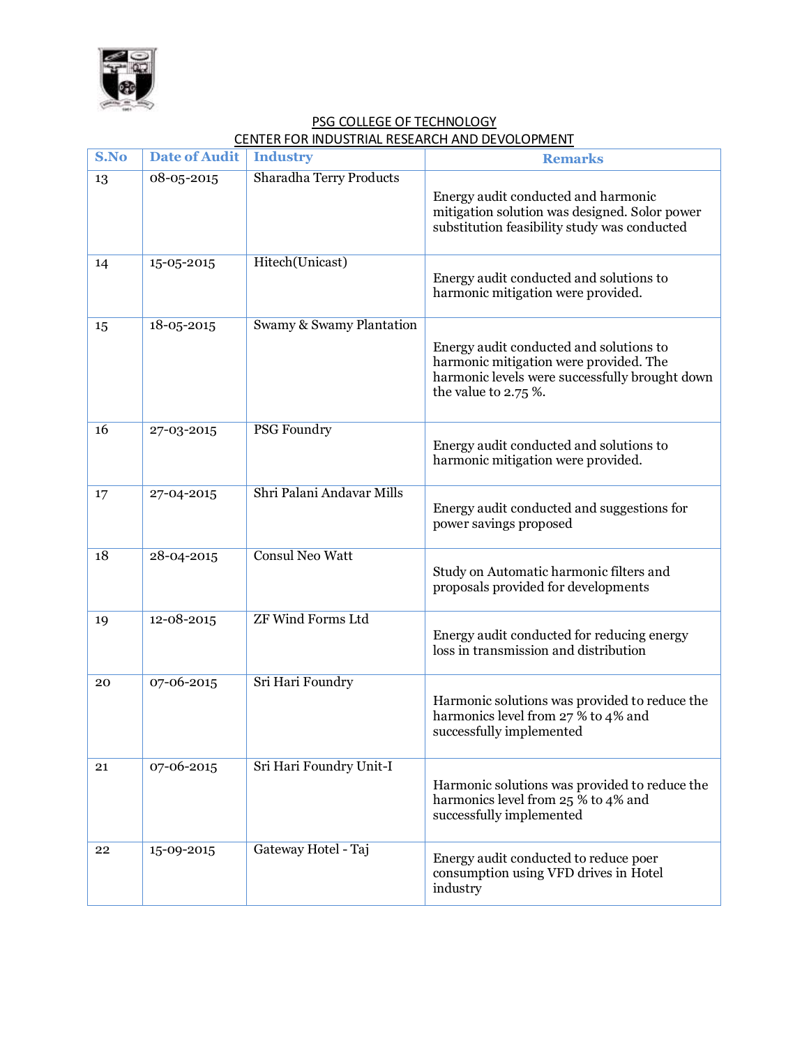PSG COLLEGE OF TECHNOLOGY

CENTER FOR INDUSTRIAL RESEARCH AND DEVOLOPMENT

| S.No | Date of Audit | Industry | Remarks |
|---|---|---|---|
| 13 | 08-05-2015 | Sharadha Terry Products | Energy audit conducted and harmonic mitigation solution was designed. Solor power substitution feasibility study was conducted |
| 14 | 15-05-2015 | Hitech(Unicast) | Energy audit conducted and solutions to harmonic mitigation were provided. |
| 15 | 18-05-2015 | Swamy & Swamy Plantation | Energy audit conducted and solutions to harmonic mitigation were provided. The harmonic levels were successfully brought down the value to 2.75 %. |
| 16 | 27-03-2015 | PSG Foundry | Energy audit conducted and solutions to harmonic mitigation were provided. |
| 17 | 27-04-2015 | Shri Palani Andavar Mills | Energy audit conducted and suggestions for power savings proposed |
| 18 | 28-04-2015 | Consul Neo Watt | Study on Automatic harmonic filters and proposals provided for developments |
| 19 | 12-08-2015 | ZF Wind Forms Ltd | Energy audit conducted for reducing energy loss in transmission and distribution |
| 20 | 07-06-2015 | Sri Hari Foundry | Harmonic solutions was provided to reduce the harmonics level from 27 % to 4% and successfully implemented |
| 21 | 07-06-2015 | Sri Hari Foundry Unit-I | Harmonic solutions was provided to reduce the harmonics level from 25 % to 4% and successfully implemented |
| 22 | 15-09-2015 | Gateway Hotel - Taj | Energy audit conducted to reduce poer consumption using VFD drives in Hotel industry |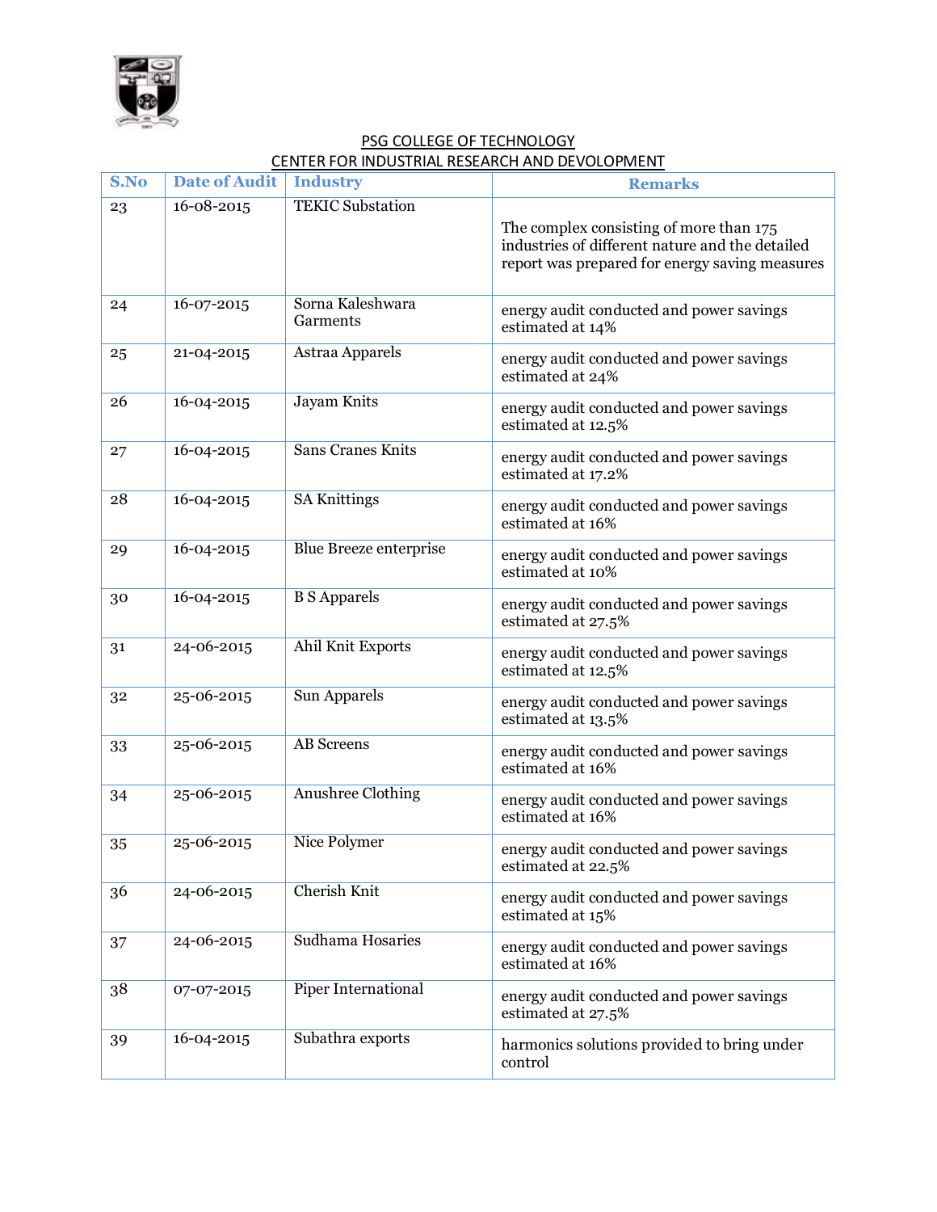PSG COLLEGE OF TECHNOLOGY

CENTER FOR INDUSTRIAL RESEARCH AND DEVOLOPMENT

| S.No | Date of Audit | Industry | Remarks |
|---|---|---|---|
| 23 | 16-08-2015 | TEKIC Substation | The complex consisting of more than 175 industries of different nature and the detailed report was prepared for energy saving measures |
| 24 | 16-07-2015 | Sorna Kaleshwara Garments | energy audit conducted and power savings estimated at 14% |
| 25 | 21-04-2015 | Astraa Apparels | energy audit conducted and power savings estimated at 24% |
| 26 | 16-04-2015 | Jayam Knits | energy audit conducted and power savings estimated at 12.5% |
| 27 | 16-04-2015 | Sans Cranes Knits | energy audit conducted and power savings estimated at 17.2% |
| 28 | 16-04-2015 | SA Knittings | energy audit conducted and power savings estimated at 16% |
| 29 | 16-04-2015 | Blue Breeze enterprise | energy audit conducted and power savings estimated at 10% |
| 30 | 16-04-2015 | B S Apparels | energy audit conducted and power savings estimated at 27.5% |
| 31 | 24-06-2015 | Ahil Knit Exports | energy audit conducted and power savings estimated at 12.5% |
| 32 | 25-06-2015 | Sun Apparels | energy audit conducted and power savings estimated at 13.5% |
| 33 | 25-06-2015 | AB Screens | energy audit conducted and power savings estimated at 16% |
| 34 | 25-06-2015 | Anushree Clothing | energy audit conducted and power savings estimated at 16% |
| 35 | 25-06-2015 | Nice Polymer | energy audit conducted and power savings estimated at 22.5% |
| 36 | 24-06-2015 | Cherish Knit | energy audit conducted and power savings estimated at 15% |
| 37 | 24-06-2015 | Sudhama Hosaries | energy audit conducted and power savings estimated at 16% |
| 38 | 07-07-2015 | Piper International | energy audit conducted and power savings estimated at 27.5% |
| 39 | 16-04-2015 | Subathra exports | harmonics solutions provided to bring under control |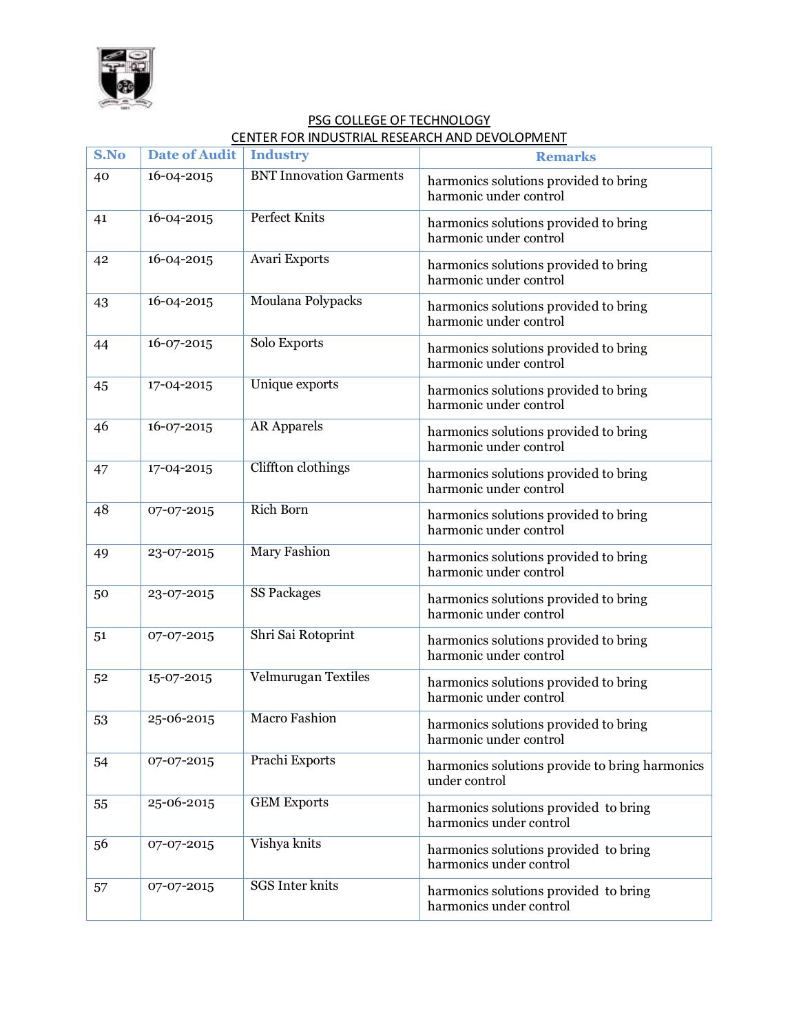PSG COLLEGE OF TECHNOLOGY

CENTER FOR INDUSTRIAL RESEARCH AND DEVOLOPMENT

| S.No | Date of Audit | Industry | Remarks |
|---|---|---|---|
| 40 | 16-04-2015 | BNT Innovation Garments | harmonics solutions provided to bring harmonic under control |
| 41 | 16-04-2015 | Perfect Knits | harmonics solutions provided to bring harmonic under control |
| 42 | 16-04-2015 | Avari Exports | harmonics solutions provided to bring harmonic under control |
| 43 | 16-04-2015 | Moulana Polypacks | harmonics solutions provided to bring harmonic under control |
| 44 | 16-07-2015 | Solo Exports | harmonics solutions provided to bring harmonic under control |
| 45 | 17-04-2015 | Unique exports | harmonics solutions provided to bring harmonic under control |
| 46 | 16-07-2015 | AR Apparels | harmonics solutions provided to bring harmonic under control |
| 47 | 17-04-2015 | Clifton clothings | harmonics solutions provided to bring harmonic under control |
| 48 | 07-07-2015 | Rich Born | harmonics solutions provided to bring harmonic under control |
| 49 | 23-07-2015 | Mary Fashion | harmonics solutions provided to bring harmonic under control |
| 50 | 23-07-2015 | SS Packages | harmonics solutions provided to bring harmonic under control |
| 51 | 07-07-2015 | Shri Sai Rotoprint | harmonics solutions provided to bring harmonic under control |
| 52 | 15-07-2015 | Velmurugan Textiles | harmonics solutions provided to bring harmonic under control |
| 53 | 25-06-2015 | Macro Fashion | harmonics solutions provided to bring harmonic under control |
| 54 | 07-07-2015 | Prachi Exports | harmonics solutions provide to bring harmonics under control |
| 55 | 25-06-2015 | GEM Exports | harmonics solutions provided to bring harmonics under control |
| 56 | 07-07-2015 | Vishya knits | harmonics solutions provided to bring harmonics under control |
| 57 | 07-07-2015 | SGS Inter knits | harmonics solutions provided to bring harmonics under control |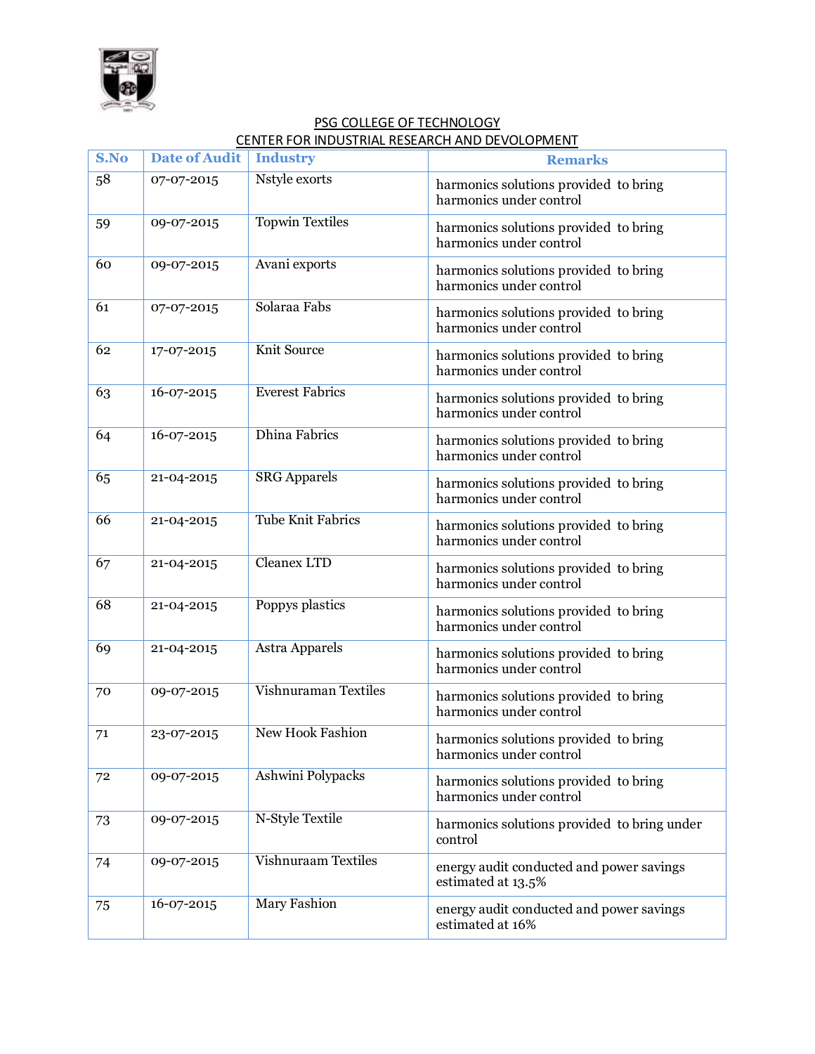PSG COLLEGE OF TECHNOLOGY

CENTER FOR INDUSTRIAL RESEARCH AND DEVOLOPMENT

| S.No | Date of Audit | Industry | Remarks |
|---|---|---|---|
| 58 | 07-07-2015 | Nstyle exorts | harmonics solutions provided to bring harmonics under control |
| 59 | 09-07-2015 | Topwin Textiles | harmonics solutions provided to bring harmonics under control |
| 60 | 09-07-2015 | Avani exports | harmonics solutions provided to bring harmonics under control |
| 61 | 07-07-2015 | Solaraa Fabs | harmonics solutions provided to bring harmonics under control |
| 62 | 17-07-2015 | Knit Source | harmonics solutions provided to bring harmonics under control |
| 63 | 16-07-2015 | Everest Fabrics | harmonics solutions provided to bring harmonics under control |
| 64 | 16-07-2015 | Dhina Fabrics | harmonics solutions provided to bring harmonics under control |
| 65 | 21-04-2015 | SRG Apparels | harmonics solutions provided to bring harmonics under control |
| 66 | 21-04-2015 | Tube Knit Fabrics | harmonics solutions provided to bring harmonics under control |
| 67 | 21-04-2015 | Cleanex LTD | harmonics solutions provided to bring harmonics under control |
| 68 | 21-04-2015 | Poppys plastics | harmonics solutions provided to bring harmonics under control |
| 69 | 21-04-2015 | Astra Apparels | harmonics solutions provided to bring harmonics under control |
| 70 | 09-07-2015 | Vishnuraman Textiles | harmonics solutions provided to bring harmonics under control |
| 71 | 23-07-2015 | New Hook Fashion | harmonics solutions provided to bring harmonics under control |
| 72 | 09-07-2015 | Ashwini Polypacks | harmonics solutions provided to bring harmonics under control |
| 73 | 09-07-2015 | N-Style Textile | harmonics solutions provided to bring under control |
| 74 | 09-07-2015 | Vishnuraam Textiles | energy audit conducted and power savings estimated at 13.5% |
| 75 | 16-07-2015 | Mary Fashion | energy audit conducted and power savings estimated at 16% |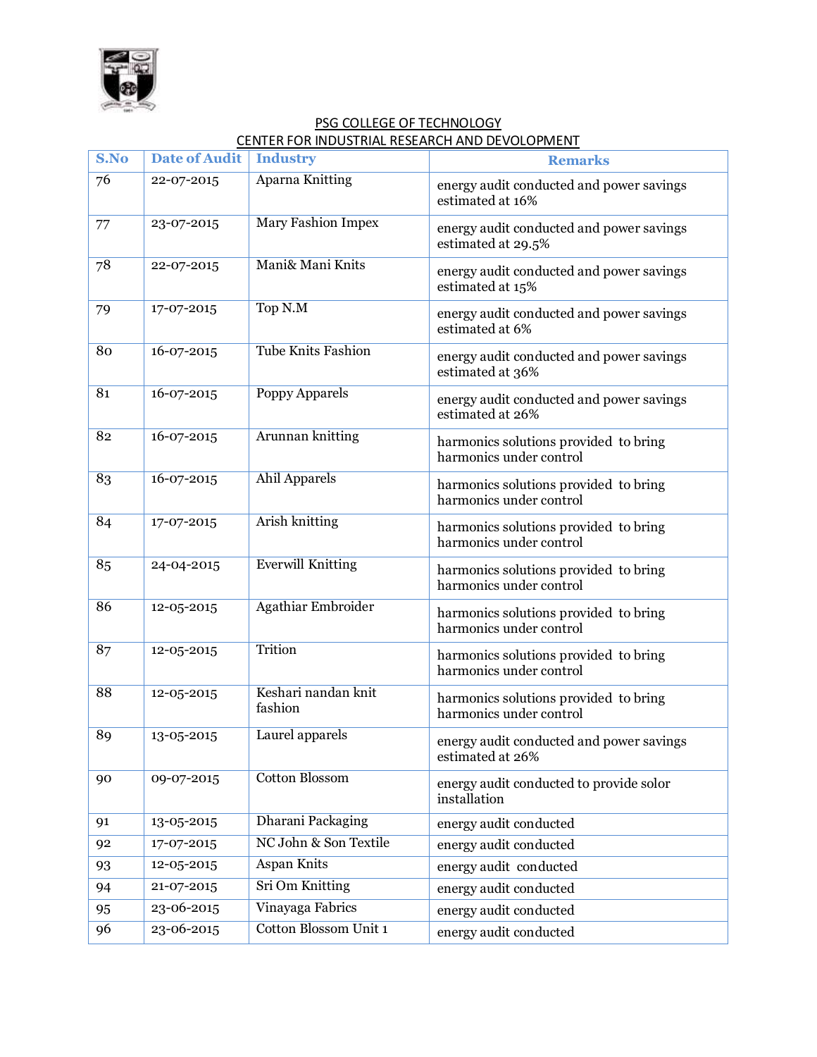PSG COLLEGE OF TECHNOLOGY

CENTER FOR INDUSTRIAL RESEARCH AND DEVOLOPMENT

| S.No | Date of Audit | Industry | Remarks |
|---|---|---|---|
| 76 | 22-07-2015 | Aparna Knitting | energy audit conducted and power savings estimated at 16% |
| 77 | 23-07-2015 | Mary Fashion Impex | energy audit conducted and power savings estimated at 29.5% |
| 78 | 22-07-2015 | Mani& Mani Knits | energy audit conducted and power savings estimated at 15% |
| 79 | 17-07-2015 | Top N.M | energy audit conducted and power savings estimated at 6% |
| 80 | 16-07-2015 | Tube Knits Fashion | energy audit conducted and power savings estimated at 36% |
| 81 | 16-07-2015 | Poppy Apparels | energy audit conducted and power savings estimated at 26% |
| 82 | 16-07-2015 | Arunnan knitting | harmonics solutions provided to bring harmonics under control |
| 83 | 16-07-2015 | Ahil Apparels | harmonics solutions provided to bring harmonics under control |
| 84 | 17-07-2015 | Arish knitting | harmonics solutions provided to bring harmonics under control |
| 85 | 24-04-2015 | Everwill Knitting | harmonics solutions provided to bring harmonics under control |
| 86 | 12-05-2015 | Agathiar Embroider | harmonics solutions provided to bring harmonics under control |
| 87 | 12-05-2015 | Trition | harmonics solutions provided to bring harmonics under control |
| 88 | 12-05-2015 | Keshari nandan knit fashion | harmonics solutions provided to bring harmonics under control |
| 89 | 13-05-2015 | Laurel apparels | energy audit conducted and power savings estimated at 26% |
| 90 | 09-07-2015 | Cotton Blossom | energy audit conducted to provide solor installation |
| 91 | 13-05-2015 | Dharani Packaging | energy audit conducted |
| 92 | 17-07-2015 | NC John & Son Textile | energy audit conducted |
| 93 | 12-05-2015 | Aspan Knits | energy audit conducted |
| 94 | 21-07-2015 | Sri Om Knitting | energy audit conducted |
| 95 | 23-06-2015 | Vinayaga Fabrics | energy audit conducted |
| 96 | 23-06-2015 | Cotton Blossom Unit 1 | energy audit conducted |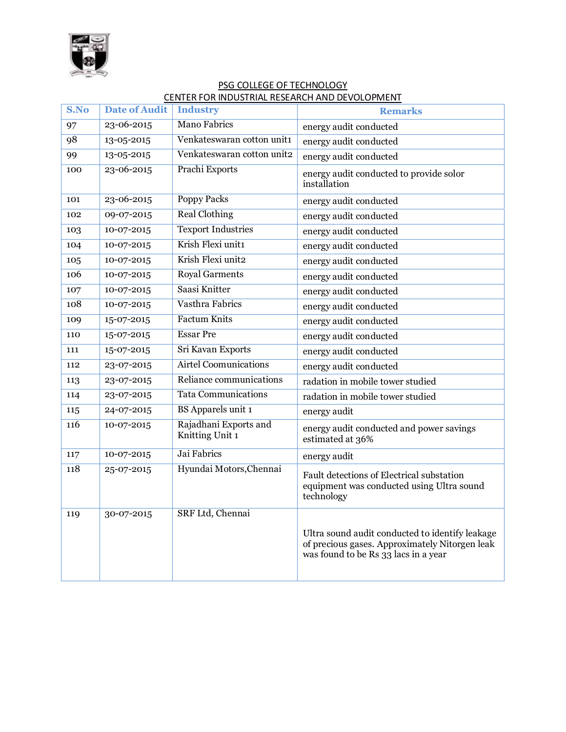PSG COLLEGE OF TECHNOLOGY

CENTER FOR INDUSTRIAL RESEARCH AND DEVOLOPMENT

| S.No | Date of Audit | Industry | Remarks |
|---|---|---|---|
| 97 | 23-06-2015 | Mano Fabrics | energy audit conducted |
| 98 | 13-05-2015 | Venkateswaran cotton unit1 | energy audit conducted |
| 99 | 13-05-2015 | Venkateswaran cotton unit2 | energy audit conducted |
| 100 | 23-06-2015 | Prachi Exports | energy audit conducted to provide solor installation |
| 101 | 23-06-2015 | Poppy Packs | energy audit conducted |
| 102 | 09-07-2015 | Real Clothing | energy audit conducted |
| 103 | 10-07-2015 | Texport Industries | energy audit conducted |
| 104 | 10-07-2015 | Krish Flexi unit1 | energy audit conducted |
| 105 | 10-07-2015 | Krish Flexi unit2 | energy audit conducted |
| 106 | 10-07-2015 | Royal Garments | energy audit conducted |
| 107 | 10-07-2015 | Saasi Knitter | energy audit conducted |
| 108 | 10-07-2015 | Vasthra Fabrics | energy audit conducted |
| 109 | 15-07-2015 | Factum Knits | energy audit conducted |
| 110 | 15-07-2015 | Essar Pre | energy audit conducted |
| 111 | 15-07-2015 | Sri Kavan Exports | energy audit conducted |
| 112 | 23-07-2015 | Airtel Coomunications | energy audit conducted |
| 113 | 23-07-2015 | Reliance communications | radiation in mobile tower studied |
| 114 | 23-07-2015 | Tata Communications | radiation in mobile tower studied |
| 115 | 24-07-2015 | BS Apparels unit 1 | energy audit |
| 116 | 10-07-2015 | Rajadhani Exports and Knitting Unit 1 | energy audit conducted and power savings estimated at 36% |
| 117 | 10-07-2015 | Jai Fabrics | energy audit |
| 118 | 25-07-2015 | Hyundai Motors,Chennai | Fault detections of Electrical substation equipment was conducted using Ultra sound technology |
| 119 | 30-07-2015 | SRF Ltd, Chennai | Ultra sound audit conducted to identify leakage of precious gases. Approximately Nitorgen leak was found to be Rs 33 lacs in a year |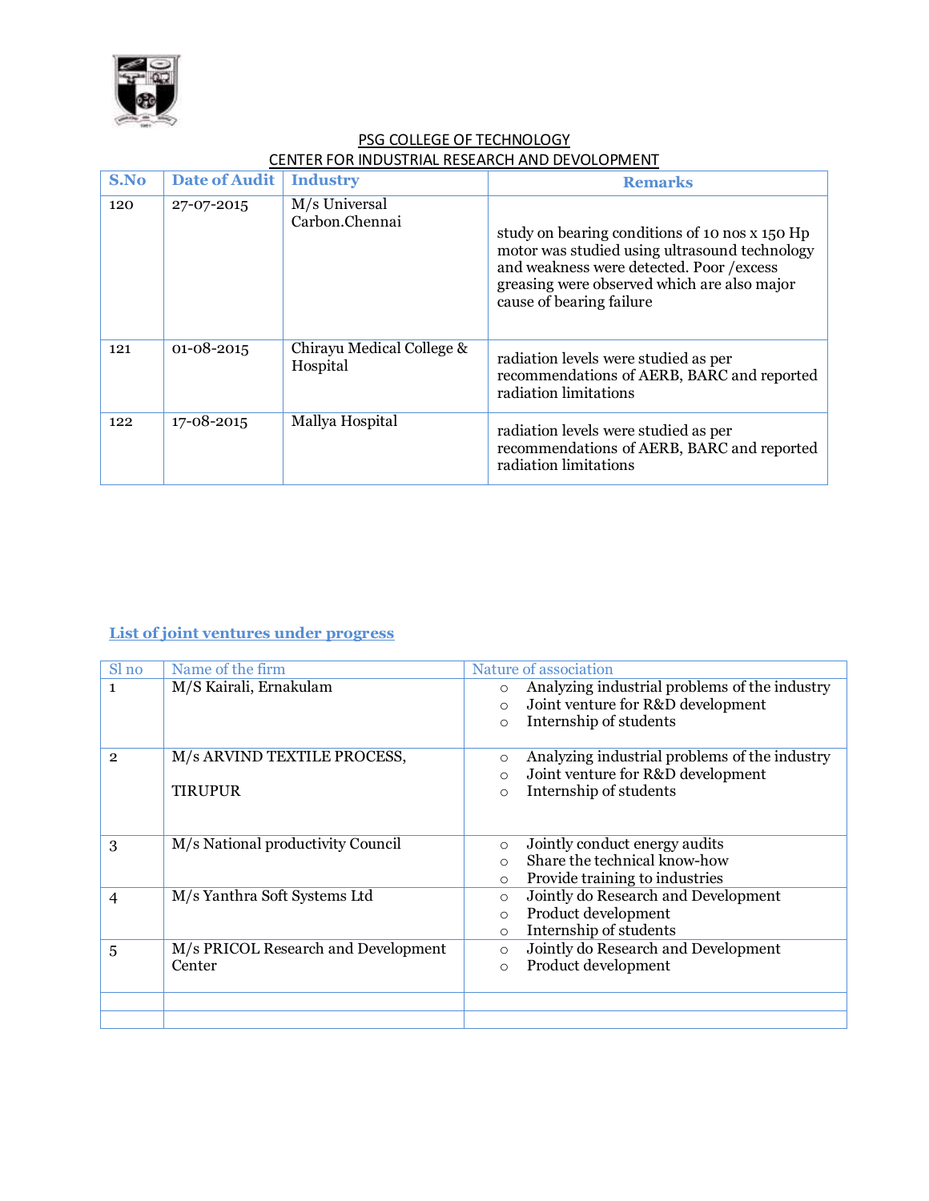PSG COLLEGE OF TECHNOLOGY

CENTER FOR INDUSTRIAL RESEARCH AND DEVOLOPMENT

| S.No | Date of Audit | Industry | Remarks |
|---|---|---|---|
| 120 | 27-07-2015 | M/s Universal Carbon.Chennai | study on bearing conditions of 10 nos x 150 Hp motor was studied using ultrasound technology and weakness were detected. Poor /excess greasing were observed which are also major cause of bearing failure |
| 121 | 01-08-2015 | Chirayu Medical College & Hospital | radiation levels were studied as per recommendations of AERB, BARC and reported radiation limitations |
| 122 | 17-08-2015 | Mallya Hospital | radiation levels were studied as per recommendations of AERB, BARC and reported radiation limitations |

## List of joint ventures under progress

| Sl no | Name of the firm | Nature of association |
|---|---|---|
| 1 | M/S Kairali, Ernakulam | ○ Analyzing industrial problems of the industry<br>○ Joint venture for R&D development<br>○ Internship of students |
| 2 | M/s ARVIND TEXTILE PROCESS,<br><br>TIRUPUR | ○ Analyzing industrial problems of the industry<br>○ Joint venture for R&D development<br>○ Internship of students |
| 3 | M/s National productivity Council | ○ Jointly conduct energy audits<br>○ Share the technical know-how<br>○ Provide training to industries |
| 4 | M/s Yanthra Soft Systems Ltd | ○ Jointly do Research and Development<br>○ Product development<br>○ Internship of students |
| 5 | M/s PRICOL Research and Development Center | ○ Jointly do Research and Development<br>○ Product development |
| | | |
| | | |